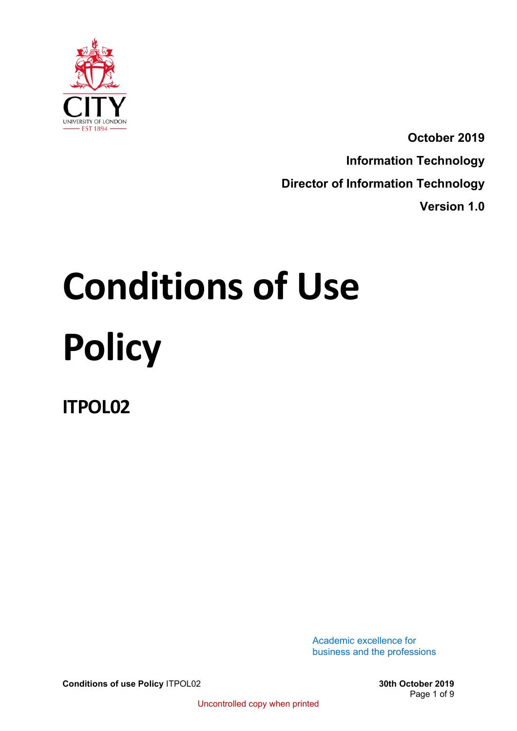**October 2019**

**Information Technology**

**Director of Information Technology**

**Version 1.0**

# Conditions of Use Policy

## ITPOL02

Academic excellence for business and the professions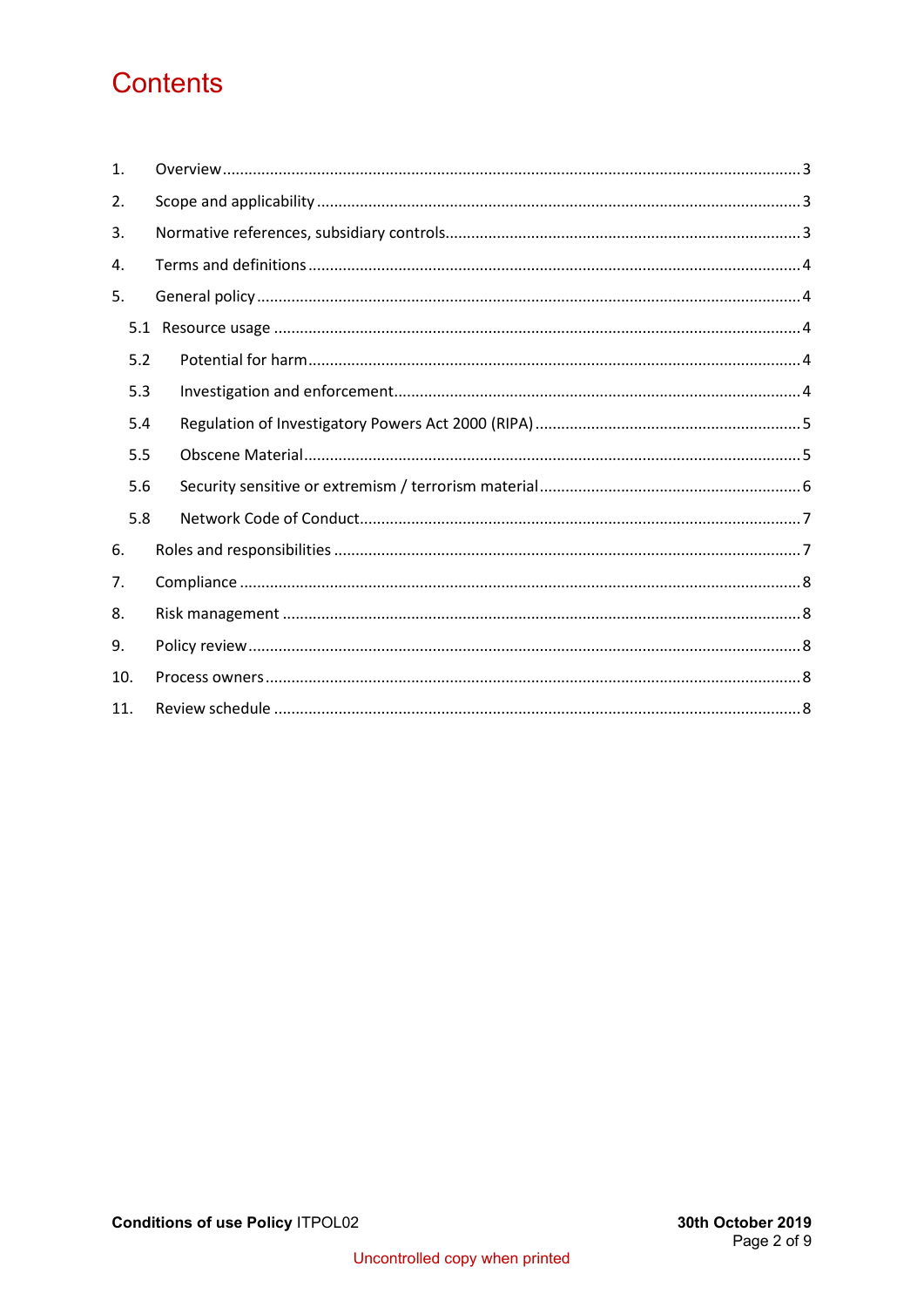# Contents

1. Overview ... 3
2. Scope and applicability ... 3
3. Normative references, subsidiary controls ... 3
4. Terms and definitions ... 4
5. General policy ... 4
   - 5.1 Resource usage ... 4
   - 5.2 Potential for harm ... 4
   - 5.3 Investigation and enforcement ... 4
   - 5.4 Regulation of Investigatory Powers Act 2000 (RIPA) ... 5
   - 5.5 Obscene Material ... 5
   - 5.6 Security sensitive or extremism / terrorism material ... 6
   - 5.8 Network Code of Conduct ... 7
6. Roles and responsibilities ... 7
7. Compliance ... 8
8. Risk management ... 8
9. Policy review ... 8
10. Process owners ... 8
11. Review schedule ... 8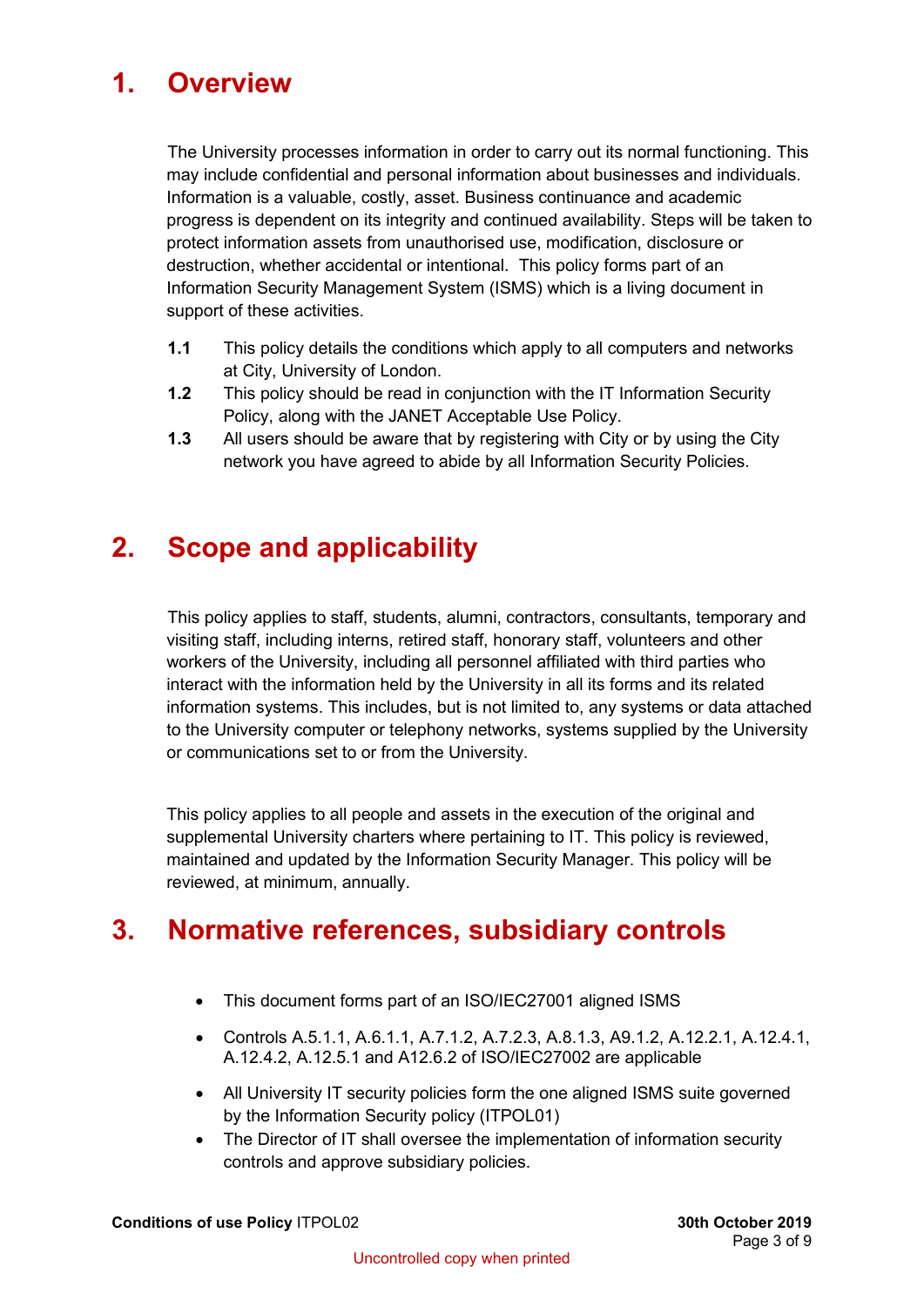# 1. Overview

The University processes information in order to carry out its normal functioning. This may include confidential and personal information about businesses and individuals. Information is a valuable, costly, asset. Business continuance and academic progress is dependent on its integrity and continued availability. Steps will be taken to protect information assets from unauthorised use, modification, disclosure or destruction, whether accidental or intentional. This policy forms part of an Information Security Management System (ISMS) which is a living document in support of these activities.

**1.1** This policy details the conditions which apply to all computers and networks at City, University of London.

**1.2** This policy should be read in conjunction with the IT Information Security Policy, along with the JANET Acceptable Use Policy.

**1.3** All users should be aware that by registering with City or by using the City network you have agreed to abide by all Information Security Policies.

# 2. Scope and applicability

This policy applies to staff, students, alumni, contractors, consultants, temporary and visiting staff, including interns, retired staff, honorary staff, volunteers and other workers of the University, including all personnel affiliated with third parties who interact with the information held by the University in all its forms and its related information systems. This includes, but is not limited to, any systems or data attached to the University computer or telephony networks, systems supplied by the University or communications set to or from the University.

This policy applies to all people and assets in the execution of the original and supplemental University charters where pertaining to IT. This policy is reviewed, maintained and updated by the Information Security Manager. This policy will be reviewed, at minimum, annually.

# 3. Normative references, subsidiary controls

- This document forms part of an ISO/IEC27001 aligned ISMS
- Controls A.5.1.1, A.6.1.1, A.7.1.2, A.7.2.3, A.8.1.3, A9.1.2, A.12.2.1, A.12.4.1, A.12.4.2, A.12.5.1 and A12.6.2 of ISO/IEC27002 are applicable
- All University IT security policies form the one aligned ISMS suite governed by the Information Security policy (ITPOL01)
- The Director of IT shall oversee the implementation of information security controls and approve subsidiary policies.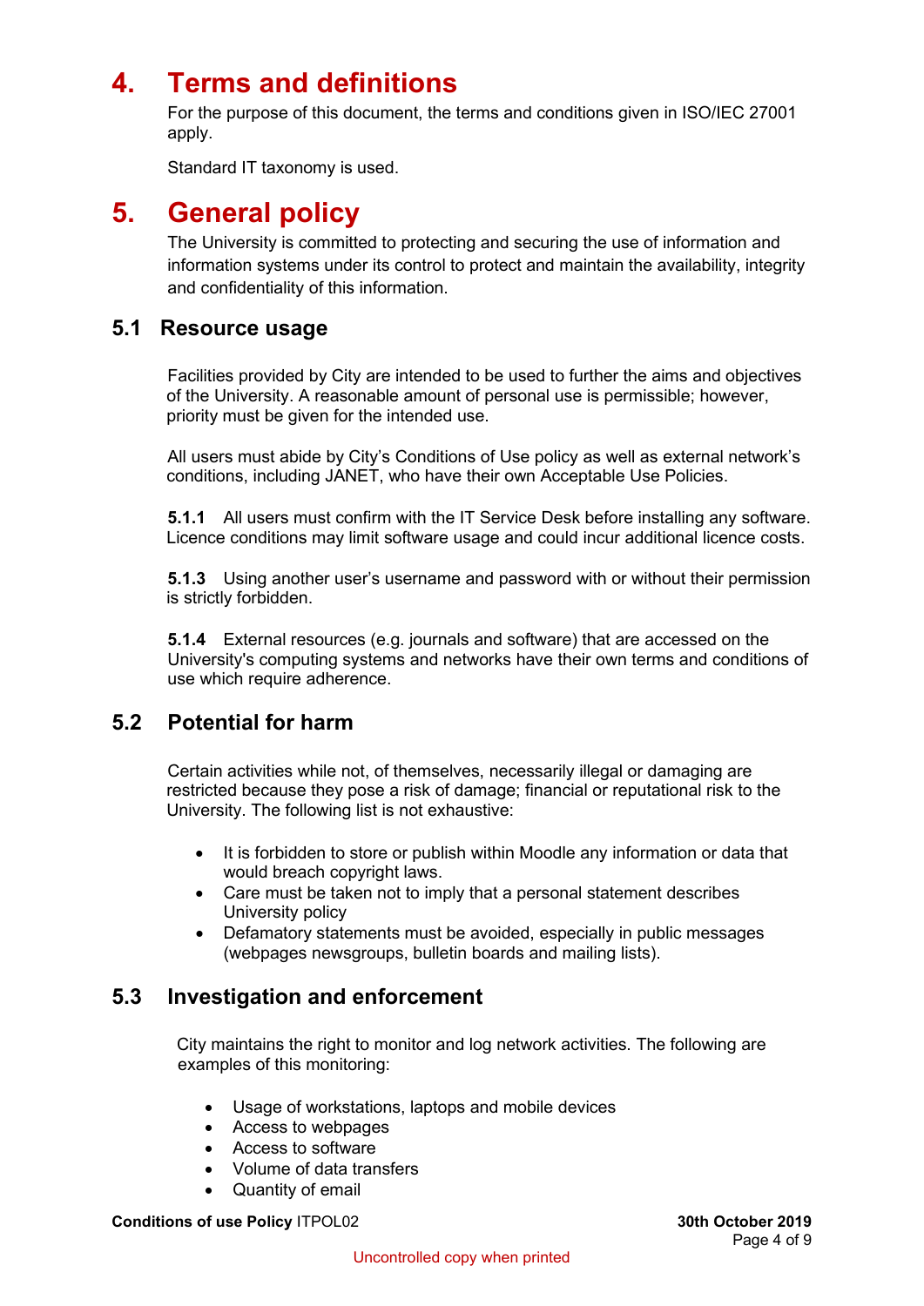# 4. Terms and definitions

For the purpose of this document, the terms and conditions given in ISO/IEC 27001 apply.

Standard IT taxonomy is used.

# 5. General policy

The University is committed to protecting and securing the use of information and information systems under its control to protect and maintain the availability, integrity and confidentiality of this information.

## 5.1 Resource usage

Facilities provided by City are intended to be used to further the aims and objectives of the University. A reasonable amount of personal use is permissible; however, priority must be given for the intended use.

All users must abide by City's Conditions of Use policy as well as external network's conditions, including JANET, who have their own Acceptable Use Policies.

**5.1.1** All users must confirm with the IT Service Desk before installing any software. Licence conditions may limit software usage and could incur additional licence costs.

**5.1.3** Using another user's username and password with or without their permission is strictly forbidden.

**5.1.4** External resources (e.g. journals and software) that are accessed on the University's computing systems and networks have their own terms and conditions of use which require adherence.

## 5.2 Potential for harm

Certain activities while not, of themselves, necessarily illegal or damaging are restricted because they pose a risk of damage; financial or reputational risk to the University. The following list is not exhaustive:

- It is forbidden to store or publish within Moodle any information or data that would breach copyright laws.
- Care must be taken not to imply that a personal statement describes University policy
- Defamatory statements must be avoided, especially in public messages (webpages newsgroups, bulletin boards and mailing lists).

## 5.3 Investigation and enforcement

City maintains the right to monitor and log network activities. The following are examples of this monitoring:

- Usage of workstations, laptops and mobile devices
- Access to webpages
- Access to software
- Volume of data transfers
- Quantity of email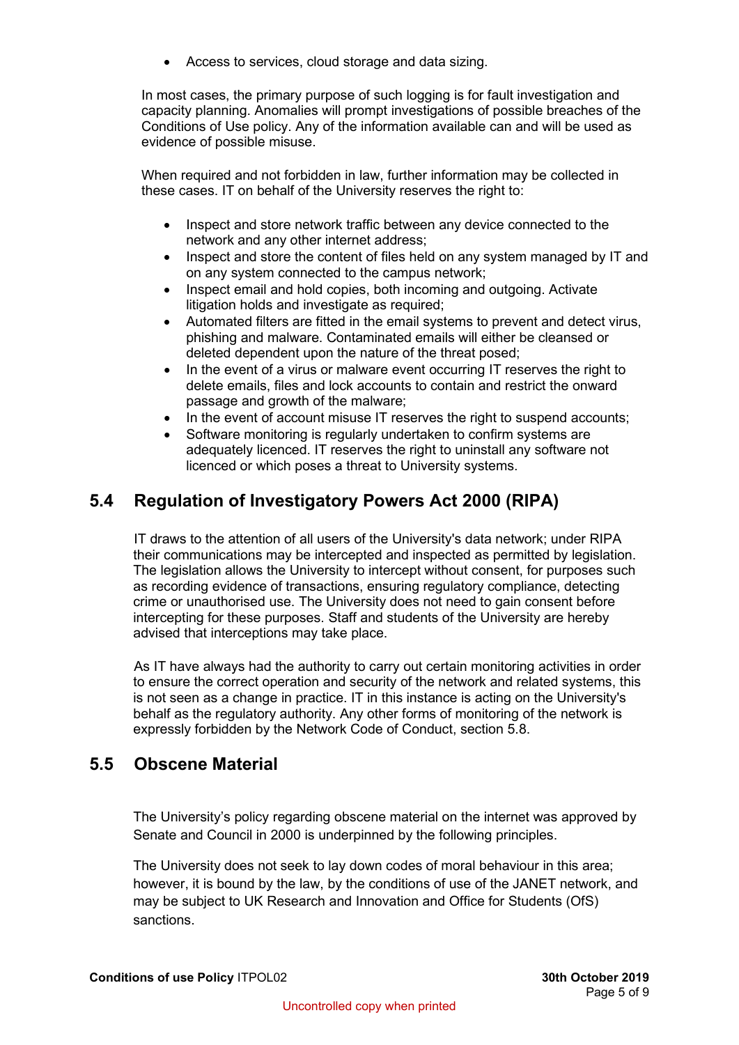- Access to services, cloud storage and data sizing.

In most cases, the primary purpose of such logging is for fault investigation and capacity planning. Anomalies will prompt investigations of possible breaches of the Conditions of Use policy. Any of the information available can and will be used as evidence of possible misuse.

When required and not forbidden in law, further information may be collected in these cases. IT on behalf of the University reserves the right to:

- Inspect and store network traffic between any device connected to the network and any other internet address;
- Inspect and store the content of files held on any system managed by IT and on any system connected to the campus network;
- Inspect email and hold copies, both incoming and outgoing. Activate litigation holds and investigate as required;
- Automated filters are fitted in the email systems to prevent and detect virus, phishing and malware. Contaminated emails will either be cleansed or deleted dependent upon the nature of the threat posed;
- In the event of a virus or malware event occurring IT reserves the right to delete emails, files and lock accounts to contain and restrict the onward passage and growth of the malware;
- In the event of account misuse IT reserves the right to suspend accounts;
- Software monitoring is regularly undertaken to confirm systems are adequately licenced. IT reserves the right to uninstall any software not licenced or which poses a threat to University systems.

## 5.4 Regulation of Investigatory Powers Act 2000 (RIPA)

IT draws to the attention of all users of the University's data network; under RIPA their communications may be intercepted and inspected as permitted by legislation. The legislation allows the University to intercept without consent, for purposes such as recording evidence of transactions, ensuring regulatory compliance, detecting crime or unauthorised use. The University does not need to gain consent before intercepting for these purposes. Staff and students of the University are hereby advised that interceptions may take place.

As IT have always had the authority to carry out certain monitoring activities in order to ensure the correct operation and security of the network and related systems, this is not seen as a change in practice. IT in this instance is acting on the University's behalf as the regulatory authority. Any other forms of monitoring of the network is expressly forbidden by the Network Code of Conduct, section 5.8.

## 5.5 Obscene Material

The University's policy regarding obscene material on the internet was approved by Senate and Council in 2000 is underpinned by the following principles.

The University does not seek to lay down codes of moral behaviour in this area; however, it is bound by the law, by the conditions of use of the JANET network, and may be subject to UK Research and Innovation and Office for Students (OfS) sanctions.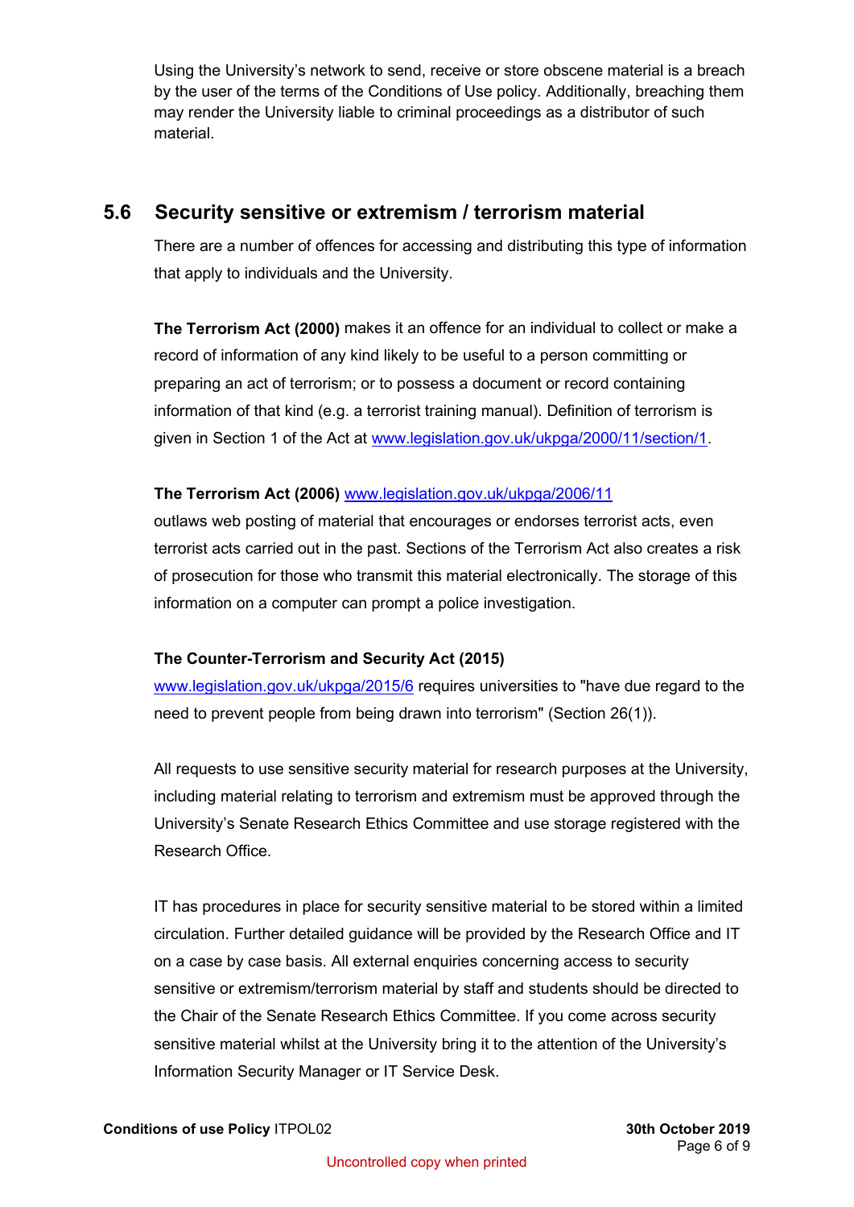Using the University's network to send, receive or store obscene material is a breach by the user of the terms of the Conditions of Use policy. Additionally, breaching them may render the University liable to criminal proceedings as a distributor of such material.

## 5.6 Security sensitive or extremism / terrorism material

There are a number of offences for accessing and distributing this type of information that apply to individuals and the University.

**The Terrorism Act (2000)** makes it an offence for an individual to collect or make a record of information of any kind likely to be useful to a person committing or preparing an act of terrorism; or to possess a document or record containing information of that kind (e.g. a terrorist training manual). Definition of terrorism is given in Section 1 of the Act at [www.legislation.gov.uk/ukpga/2000/11/section/1](http://www.legislation.gov.uk/ukpga/2000/11/section/1).

**The Terrorism Act (2006)** [www.legislation.gov.uk/ukpga/2006/11](http://www.legislation.gov.uk/ukpga/2006/11) outlaws web posting of material that encourages or endorses terrorist acts, even terrorist acts carried out in the past. Sections of the Terrorism Act also creates a risk of prosecution for those who transmit this material electronically. The storage of this information on a computer can prompt a police investigation.

**The Counter-Terrorism and Security Act (2015)** [www.legislation.gov.uk/ukpga/2015/6](http://www.legislation.gov.uk/ukpga/2015/6) requires universities to "have due regard to the need to prevent people from being drawn into terrorism" (Section 26(1)).

All requests to use sensitive security material for research purposes at the University, including material relating to terrorism and extremism must be approved through the University's Senate Research Ethics Committee and use storage registered with the Research Office.

IT has procedures in place for security sensitive material to be stored within a limited circulation. Further detailed guidance will be provided by the Research Office and IT on a case by case basis. All external enquiries concerning access to security sensitive or extremism/terrorism material by staff and students should be directed to the Chair of the Senate Research Ethics Committee. If you come across security sensitive material whilst at the University bring it to the attention of the University's Information Security Manager or IT Service Desk.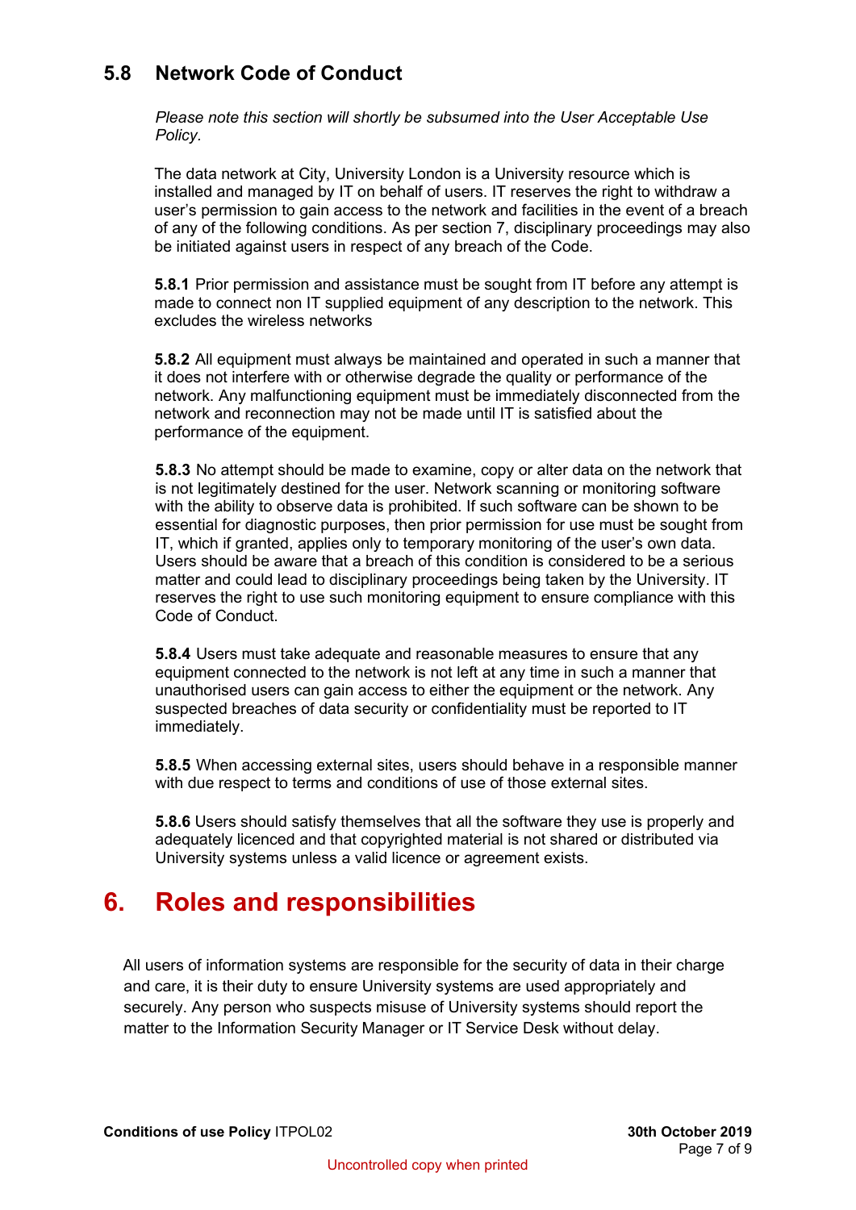### 5.8 Network Code of Conduct

*Please note this section will shortly be subsumed into the User Acceptable Use Policy.*

The data network at City, University London is a University resource which is installed and managed by IT on behalf of users. IT reserves the right to withdraw a user's permission to gain access to the network and facilities in the event of a breach of any of the following conditions. As per section 7, disciplinary proceedings may also be initiated against users in respect of any breach of the Code.

**5.8.1** Prior permission and assistance must be sought from IT before any attempt is made to connect non IT supplied equipment of any description to the network. This excludes the wireless networks

**5.8.2** All equipment must always be maintained and operated in such a manner that it does not interfere with or otherwise degrade the quality or performance of the network. Any malfunctioning equipment must be immediately disconnected from the network and reconnection may not be made until IT is satisfied about the performance of the equipment.

**5.8.3** No attempt should be made to examine, copy or alter data on the network that is not legitimately destined for the user. Network scanning or monitoring software with the ability to observe data is prohibited. If such software can be shown to be essential for diagnostic purposes, then prior permission for use must be sought from IT, which if granted, applies only to temporary monitoring of the user's own data. Users should be aware that a breach of this condition is considered to be a serious matter and could lead to disciplinary proceedings being taken by the University. IT reserves the right to use such monitoring equipment to ensure compliance with this Code of Conduct.

**5.8.4** Users must take adequate and reasonable measures to ensure that any equipment connected to the network is not left at any time in such a manner that unauthorised users can gain access to either the equipment or the network. Any suspected breaches of data security or confidentiality must be reported to IT immediately.

**5.8.5** When accessing external sites, users should behave in a responsible manner with due respect to terms and conditions of use of those external sites.

**5.8.6** Users should satisfy themselves that all the software they use is properly and adequately licenced and that copyrighted material is not shared or distributed via University systems unless a valid licence or agreement exists.

# 6. Roles and responsibilities

All users of information systems are responsible for the security of data in their charge and care, it is their duty to ensure University systems are used appropriately and securely. Any person who suspects misuse of University systems should report the matter to the Information Security Manager or IT Service Desk without delay.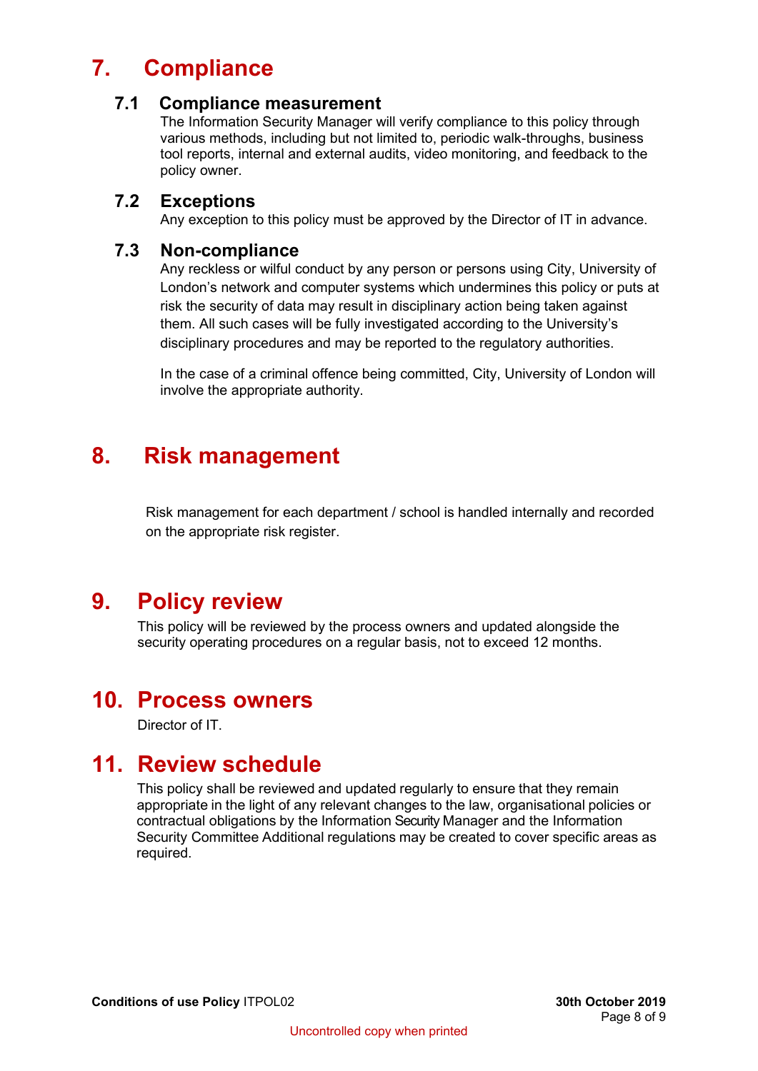# 7. Compliance

## 7.1 Compliance measurement

The Information Security Manager will verify compliance to this policy through various methods, including but not limited to, periodic walk-throughs, business tool reports, internal and external audits, video monitoring, and feedback to the policy owner.

## 7.2 Exceptions

Any exception to this policy must be approved by the Director of IT in advance.

## 7.3 Non-compliance

Any reckless or wilful conduct by any person or persons using City, University of London's network and computer systems which undermines this policy or puts at risk the security of data may result in disciplinary action being taken against them. All such cases will be fully investigated according to the University's disciplinary procedures and may be reported to the regulatory authorities.

In the case of a criminal offence being committed, City, University of London will involve the appropriate authority.

# 8. Risk management

Risk management for each department / school is handled internally and recorded on the appropriate risk register.

# 9. Policy review

This policy will be reviewed by the process owners and updated alongside the security operating procedures on a regular basis, not to exceed 12 months.

# 10. Process owners

Director of IT.

# 11. Review schedule

This policy shall be reviewed and updated regularly to ensure that they remain appropriate in the light of any relevant changes to the law, organisational policies or contractual obligations by the Information Security Manager and the Information Security Committee Additional regulations may be created to cover specific areas as required.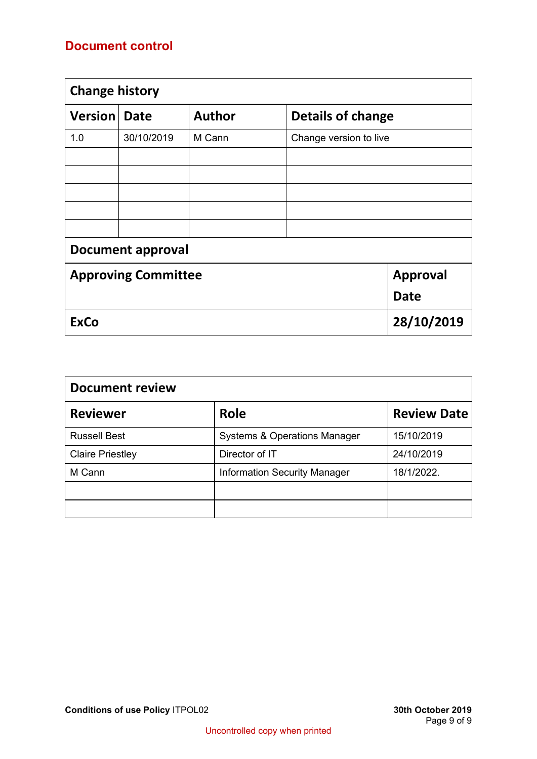## Document control

| Change history | | | |
|---|---|---|---|
| **Version** | **Date** | **Author** | **Details of change** |
| 1.0 | 30/10/2019 | M Cann | Change version to live |
| | | | |
| | | | |
| | | | |
| | | | |
| | | | |

| Document approval | |
|---|---|
| **Approving Committee** | **Approval Date** |
| **ExCo** | **28/10/2019** |

| Document review | | |
|---|---|---|
| **Reviewer** | **Role** | **Review Date** |
| Russell Best | Systems & Operations Manager | 15/10/2019 |
| Claire Priestley | Director of IT | 24/10/2019 |
| M Cann | Information Security Manager | 18/1/2022. |
| | | |
| | | |